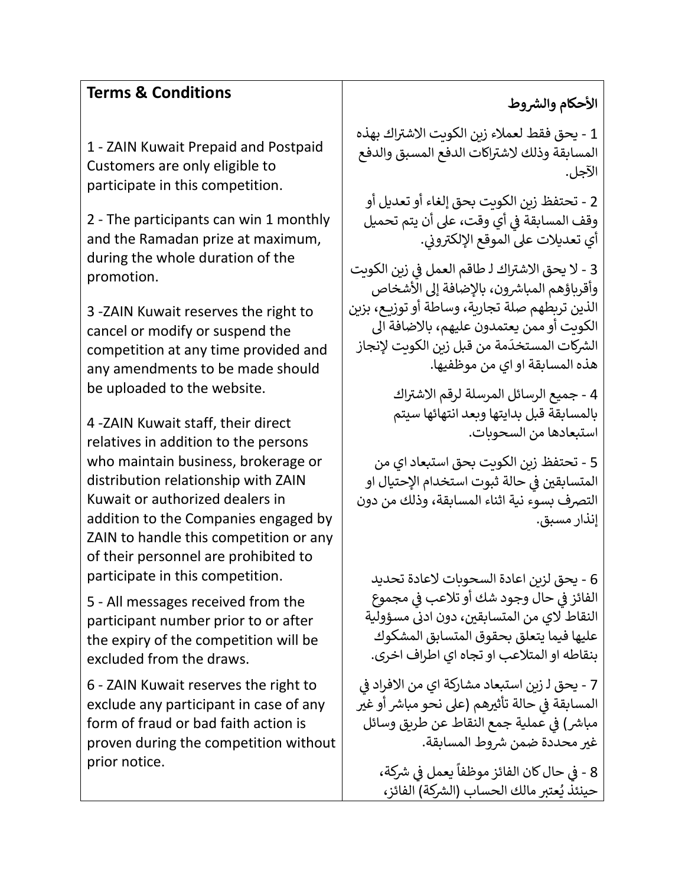## Terms & Conditions

1 - ZAIN Kuwait Prepaid and Postpaid Customers are only eligible to participate in this competition.

2 - The participants can win 1 monthly and the Ramadan prize at maximum, during the whole duration of the promotion.

3 -ZAIN Kuwait reserves the right to cancel or modify or suspend the competition at any time provided and any amendments to be made should be uploaded to the website.

4 -ZAIN Kuwait staff, their direct relatives in addition to the persons who maintain business, brokerage or distribution relationship with ZAIN Kuwait or authorized dealers in addition to the Companies engaged by ZAIN to handle this competition or any of their personnel are prohibited to participate in this competition.

5 - All messages received from the participant number prior to or after the expiry of the competition will be excluded from the draws.

6 - ZAIN Kuwait reserves the right to exclude any participant in case of any form of fraud or bad faith action is proven during the competition without prior notice.

## الأحكام والشروط

1 - يحق فقط لعملاء زين الكويت الاشتراك بهذه المسابقة وذلك لاشتراكات الدفع المسبق والدفع الآجل.

2 - تحتفظ زين الكويت بحق إلغاء أو تعديل أو وقف المسابقة في أي وقت، على أن يتم تحميل أي تعديلات على الموقع الإلكتروني.

3 - لا يحق الاشتراك لـ طاقم العمل في زين الكويت وأقرباؤهم المباشرون، بالإضافة إلى الأشخاص الذين تربطهم صلة تجارية، وساطة أو توزيع، بزين الكويت أو ممن يعتمدون عليهم، بالاضافة الى الشركات المستخدَمة من قبل زين الكويت لإنجاز هذه المسابقة او اي من موظفيها.

4 - جميع الرسائل المرسلة لرقم الاشتراك بالمسابقة قبل بدايتها وبعد انتهائها سيتم استبعادها من السحوبات.

5 - تحتفظ زين الكويت بحق استبعاد اي من المتسابقين في حالة ثبوت استخدام الإحتيال او التصرف بسوء نية اثناء المسابقة، وذلك من دون إنذار مسبق.

6 - يحق لزين اعادة السحوبات لاعادة تحديد الفائز في حال وجود شك أو تلاعب في مجموع النقاط لاي من المتسابقين، دون ادنى مسؤولية عليها فيما يتعلق بحقوق المتسابق المشكوك بنقاطه او المتلاعب او تجاه اي اطراف اخرى.

7 - يحق لـ زين استبعاد مشاركة اي من الافراد في المسابقة في حالة تأثيرهم (على نحو مباشر أو غير مباشر) في عملية جمع النقاط عن طريق وسائل غير محددة ضمن شروط المسابقة.

8 - في حال كان الفائز موظفاً يعمل في شركة، حينئذ يُعتبر مالك الحساب (الشركة) الفائز،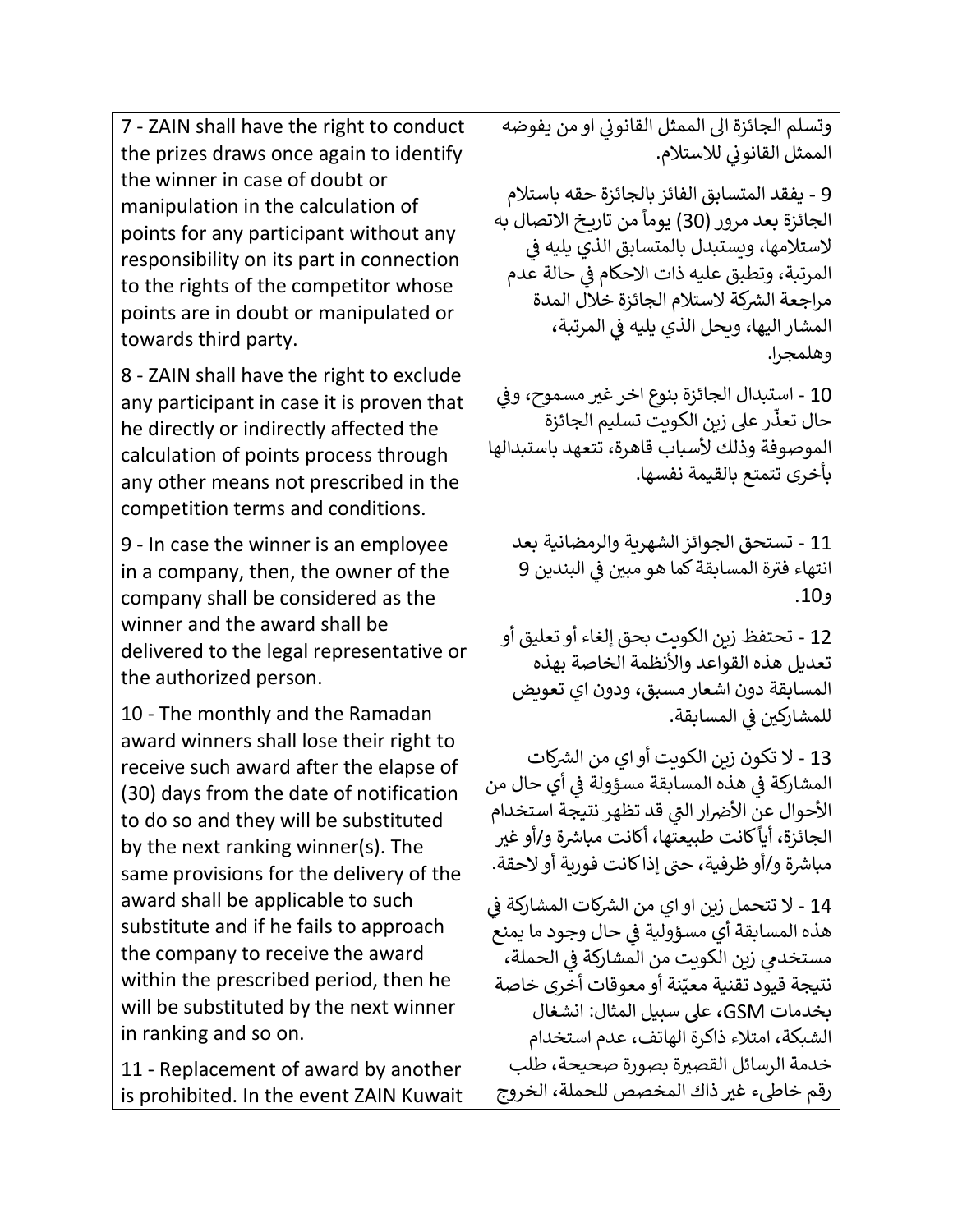| | |
|---|---|
| 7 - ZAIN shall have the right to conduct the prizes draws once again to identify the winner in case of doubt or manipulation in the calculation of points for any participant without any responsibility on its part in connection to the rights of the competitor whose points are in doubt or manipulated or towards third party.<br><br>8 - ZAIN shall have the right to exclude any participant in case it is proven that he directly or indirectly affected the calculation of points process through any other means not prescribed in the competition terms and conditions.<br><br>9 - In case the winner is an employee in a company, then, the owner of the company shall be considered as the winner and the award shall be delivered to the legal representative or the authorized person.<br><br>10 - The monthly and the Ramadan award winners shall lose their right to receive such award after the elapse of (30) days from the date of notification to do so and they will be substituted by the next ranking winner(s). The same provisions for the delivery of the award shall be applicable to such substitute and if he fails to approach the company to receive the award within the prescribed period, then he will be substituted by the next winner in ranking and so on.<br><br>11 - Replacement of award by another is prohibited. In the event ZAIN Kuwait | وتسلم الجائزة الى الممثل القانوني او من يفوضه الممثل القانوني للاستلام.<br><br>9 - يفقد المتسابق الفائز بالجائزة حقه باستلام الجائزة بعد مرور (30) يوماً من تاريخ الاتصال به لاستلامها، ويستبدل بالمتسابق الذي يليه في المرتبة، وتطبق عليه ذات الاحكام في حالة عدم مراجعة الشركة لاستلام الجائزة خلال المدة المشار اليها، ويحل الذي يليه في المرتبة، وهلمجرا.<br><br>10 - استبدال الجائزة بنوع اخر غير مسموح، وفي حال تعذّر على زين الكويت تسليم الجائزة الموصوفة وذلك لأسباب قاهرة، تتعهد باستبدالها بأخرى تتمتع بالقيمة نفسها.<br><br>11 - تستحق الجوائز الشهرية والرمضانية بعد انتهاء فترة المسابقة كما هو مبين في البندين 9 و10.<br><br>12 - تحتفظ زين الكويت بحق إلغاء أو تعليق أو تعديل هذه القواعد والأنظمة الخاصة بهذه المسابقة دون اشعار مسبق، ودون اي تعويض للمشاركين في المسابقة.<br><br>13 - لا تكون زين الكويت أو اي من الشركات المشاركة في هذه المسابقة مسؤولة في أي حال من الأحوال عن الأضرار التي قد تظهر نتيجة استخدام الجائزة، أياً كانت طبيعتها، أكانت مباشرة و/أو غير مباشرة و/أو ظرفية، حتى إذا كانت فورية أو لاحقة.<br><br>14 - لا تتحمل زين او اي من الشركات المشاركة في هذه المسابقة أي مسؤولية في حال وجود ما يمنع مستخدمي زين الكويت من المشاركة في الحملة، نتيجة قيود تقنية معيّنة أو معوقات أخرى خاصة بخدمات GSM، على سبيل المثال: انشغال الشبكة، امتلاء ذاكرة الهاتف، عدم استخدام خدمة الرسائل القصيرة بصورة صحيحة، طلب رقم خاطىء غير ذاك المخصص للحملة، الخروج |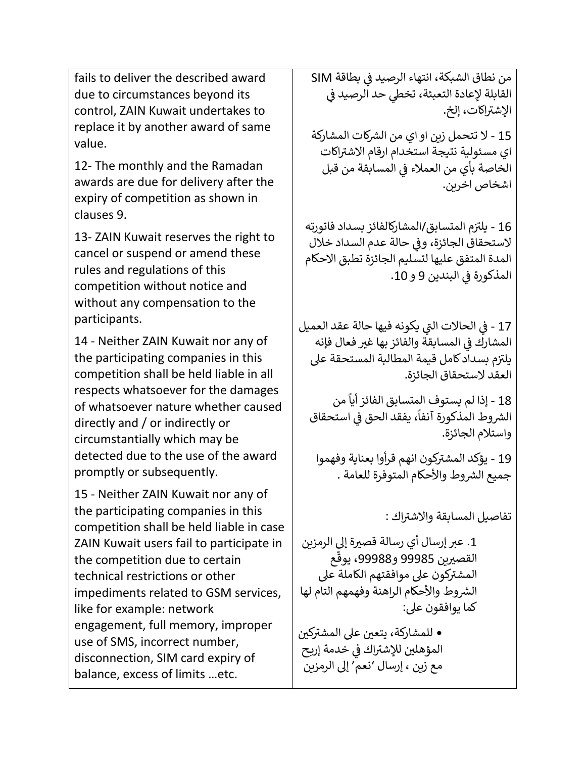fails to deliver the described award due to circumstances beyond its control, ZAIN Kuwait undertakes to replace it by another award of same value.

12- The monthly and the Ramadan awards are due for delivery after the expiry of competition as shown in clauses 9.

13- ZAIN Kuwait reserves the right to cancel or suspend or amend these rules and regulations of this competition without notice and without any compensation to the participants.

14 - Neither ZAIN Kuwait nor any of the participating companies in this competition shall be held liable in all respects whatsoever for the damages of whatsoever nature whether caused directly and / or indirectly or circumstantially which may be detected due to the use of the award promptly or subsequently.

15 - Neither ZAIN Kuwait nor any of the participating companies in this competition shall be held liable in case ZAIN Kuwait users fail to participate in the competition due to certain technical restrictions or other impediments related to GSM services, like for example: network engagement, full memory, improper use of SMS, incorrect number, disconnection, SIM card expiry of balance, excess of limits …etc.

من نطاق الشبكة، انتهاء الرصيد في بطاقة SIM القابلة لإعادة التعبئة، تخطي حد الرصيد في الإشتراكات، إلخ.

15 - لا تتحمل زين او اي من الشركات المشاركة اي مسئولية نتيجة استخدام ارقام الاشتراكات الخاصة بأي من العملاء في المسابقة من قبل اشخاص اخرين.

16 - يلتزم المتسابق/المشاركالفائز بسداد فاتورته لاستحقاق الجائزة، وفي حالة عدم السداد خلال المدة المتفق عليها لتسليم الجائزة تطبق الاحكام المذكورة في البندين 9 و 10.

17 - في الحالات التي يكونه فيها حالة عقد العميل المشارك في المسابقة والفائز بها غير فعال فإنه يلتزم بسداد كامل قيمة المطالبة المستحقة على العقد لاستحقاق الجائزة.

18 - إذا لم يستوف المتسابق الفائز أياً من الشروط المذكورة آنفاً، يفقد الحق في استحقاق واستلام الجائزة.

19 - يؤكد المشتركون انهم قرأوا بعناية وفهموا جميع الشروط والأحكام المتوفرة للعامة .

تفاصيل المسابقة والاشتراك :

1. عبر إرسال أي رسالة قصيرة إلى الرمزين القصيرين 99985 و99988، يوقّع المشتركون على موافقتهم الكاملة على الشروط والأحكام الراهنة وفهمهم التام لها كما يوافقون على:

- للمشاركة، يتعين على المشتركين المؤهلين للإشتراك في خدمة إربح مع زين ، إرسال 'نعم' إلى الرمزين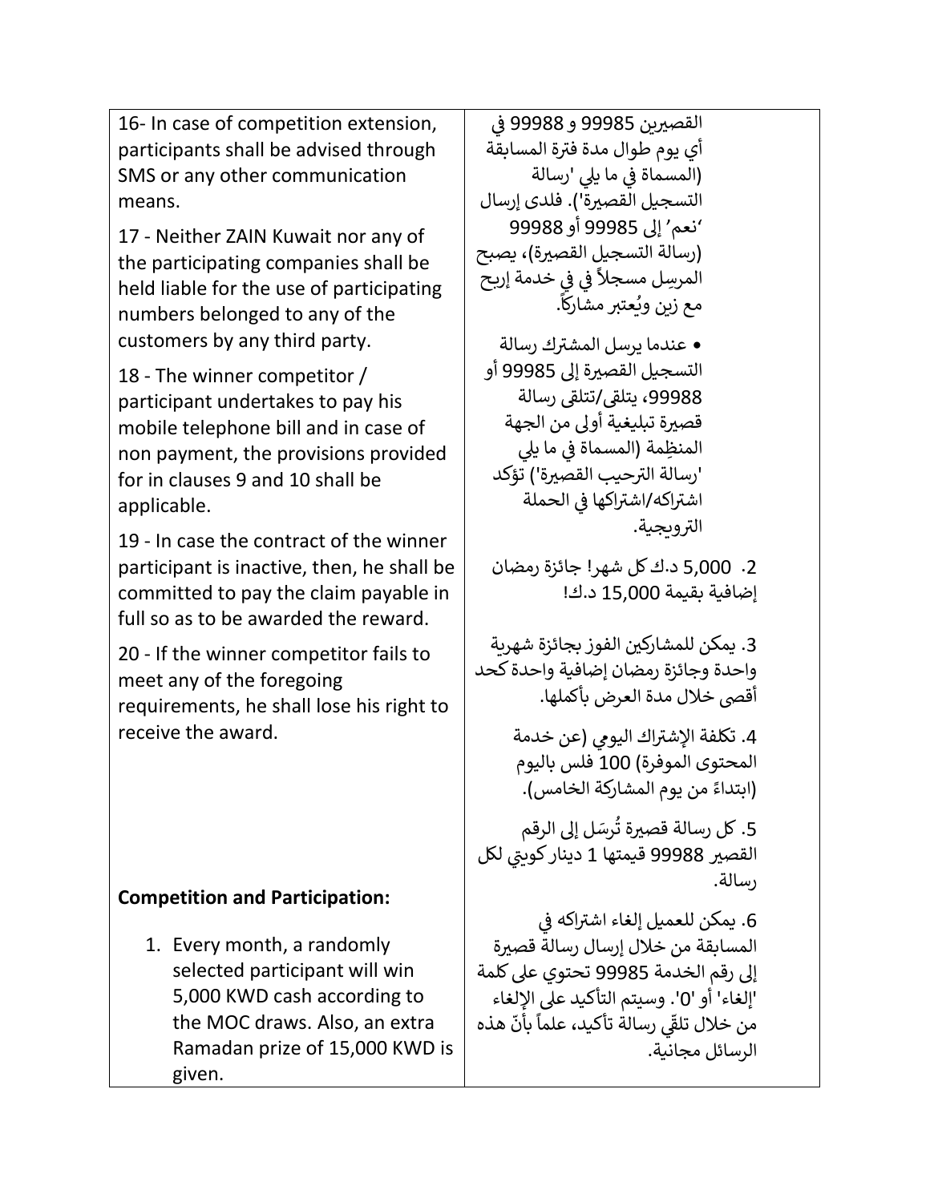| | |
|---|---|
| 16- In case of competition extension, participants shall be advised through SMS or any other communication means.<br><br>17 - Neither ZAIN Kuwait nor any of the participating companies shall be held liable for the use of participating numbers belonged to any of the customers by any third party.<br><br>18 - The winner competitor / participant undertakes to pay his mobile telephone bill and in case of non payment, the provisions provided for in clauses 9 and 10 shall be applicable.<br><br>19 - In case the contract of the winner participant is inactive, then, he shall be committed to pay the claim payable in full so as to be awarded the reward.<br><br>20 - If the winner competitor fails to meet any of the foregoing requirements, he shall lose his right to receive the award.<br><br>**Competition and Participation:**<br><br>1. Every month, a randomly selected participant will win 5,000 KWD cash according to the MOC draws. Also, an extra Ramadan prize of 15,000 KWD is given. | القصيرين 99985 و 99988 في أي يوم طوال مدة فترة المسابقة (المسماة في ما يلي 'رسالة التسجيل القصيرة'). فلدى إرسال 'نعم' إلى 99985 أو 99988 (رسالة التسجيل القصيرة)، يصبح المرسِل مسجلاً في في خدمة إربح مع زين ويُعتبر مشاركاً.<br><br>• عندما يرسل المشترك رسالة التسجيل القصيرة إلى 99985 أو 99988، يتلقى/تتلقى رسالة قصيرة تبليغية أولى من الجهة المنظِمة (المسماة في ما يلي 'رسالة الترحيب القصيرة') تؤكد اشتراكه/اشتراكها في الحملة الترويجية.<br><br>2. 5,000 د.ك كل شهر! جائزة رمضان إضافية بقيمة 15,000 د.ك!<br><br>3. يمكن للمشاركين الفوز بجائزة شهرية واحدة وجائزة رمضان إضافية واحدة كحد أقصى خلال مدة العرض بأكملها.<br><br>4. تكلفة الإشتراك اليومي (عن خدمة المحتوى الموفرة) 100 فلس باليوم (ابتداءً من يوم المشاركة الخامس).<br><br>5. كل رسالة قصيرة تُرسَل إلى الرقم القصير 99988 قيمتها 1 دينار كويتي لكل رسالة.<br><br>6. يمكن للعميل إلغاء اشتراكه في المسابقة من خلال إرسال رسالة قصيرة إلى رقم الخدمة 99985 تحتوي على كلمة 'إلغاء' أو '0'. وسيتم التأكيد على الإلغاء من خلال تلقّي رسالة تأكيد، علماً بأنّ هذه الرسائل مجانية. |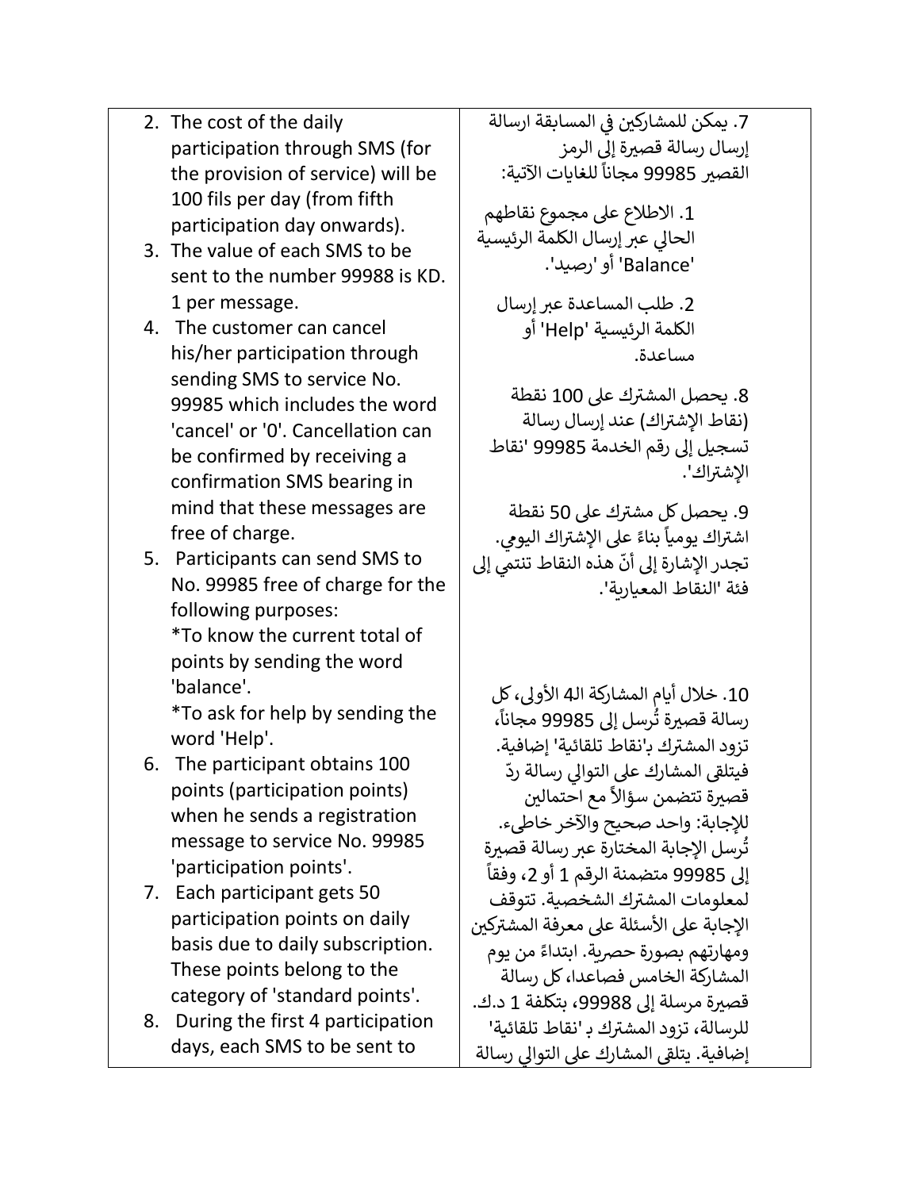| | |
|---|---|
| 2. The cost of the daily participation through SMS (for the provision of service) will be 100 fils per day (from fifth participation day onwards).<br>3. The value of each SMS to be sent to the number 99988 is KD. 1 per message.<br>4. The customer can cancel his/her participation through sending SMS to service No. 99985 which includes the word 'cancel' or '0'. Cancellation can be confirmed by receiving a confirmation SMS bearing in mind that these messages are free of charge.<br>5. Participants can send SMS to No. 99985 free of charge for the following purposes:<br>*To know the current total of points by sending the word 'balance'.<br>*To ask for help by sending the word 'Help'.<br>6. The participant obtains 100 points (participation points) when he sends a registration message to service No. 99985 'participation points'.<br>7. Each participant gets 50 participation points on daily basis due to daily subscription. These points belong to the category of 'standard points'.<br>8. During the first 4 participation days, each SMS to be sent to | 7. يمكن للمشاركين في المسابقة ارسالة إرسال رسالة قصيرة إلى الرمز القصير 99985 مجاناً للغايات الآتية:<br>1. الاطلاع على مجموع نقاطهم الحالي عبر إرسال الكلمة الرئيسية 'Balance' أو 'رصيد'.<br>2. طلب المساعدة عبر إرسال الكلمة الرئيسية 'Help' أو مساعدة.<br>8. يحصل المشترك على 100 نقطة (نقاط الإشتراك) عند إرسال رسالة تسجيل إلى رقم الخدمة 99985 'نقاط الإشتراك'.<br>9. يحصل كل مشترك على 50 نقطة اشتراك يومياً بناءً على الإشتراك اليومي. تجدر الإشارة إلى أنّ هذه النقاط تنتمي إلى فئة 'النقاط المعيارية'.<br>10. خلال أيام المشاركة الـ4 الأولى، كل رسالة قصيرة تُرسل إلى 99985 مجاناً، تزود المشترك بـ'نقاط تلقائية' إضافية. فيتلقى المشارك على التوالي رسالة ردّ قصيرة تتضمن سؤالاً مع احتمالين للإجابة: واحد صحيح والآخر خاطىء. تُرسل الإجابة المختارة عبر رسالة قصيرة إلى 99985 متضمنة الرقم 1 أو 2، وفقاً لمعلومات المشترك الشخصية. تتوقف الإجابة على الأسئلة على معرفة المشتركين ومهارتهم بصورة حصرية. ابتداءً من يوم المشاركة الخامس فصاعدا، كل رسالة قصيرة مرسلة إلى 99988، بتكلفة 1 د.ك. للرسالة، تزود المشترك بـ 'نقاط تلقائية' إضافية. يتلقى المشارك على التوالي رسالة |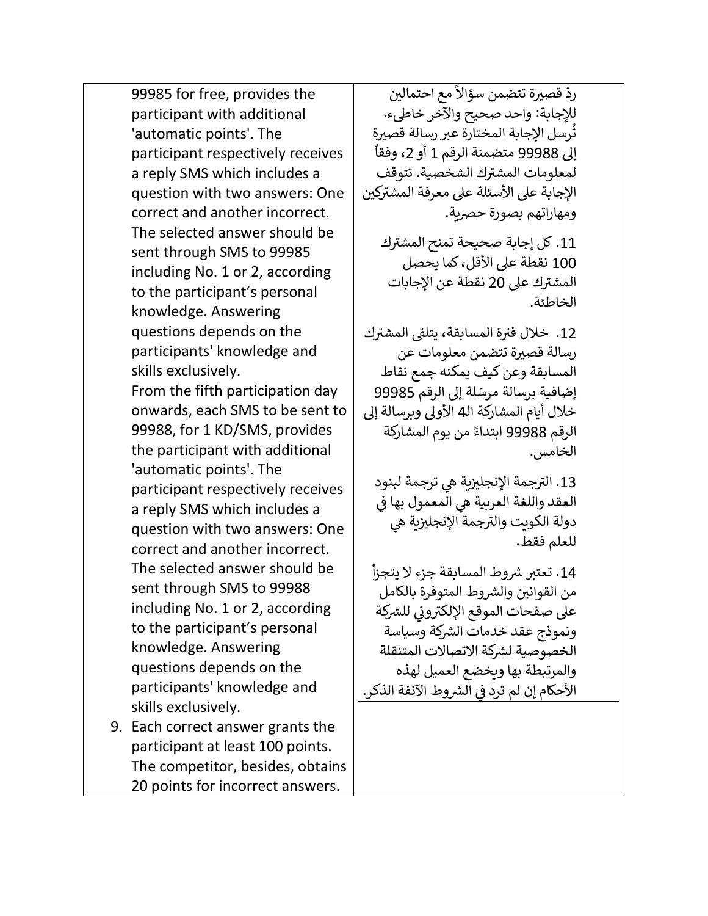| | | |
|---|---|---|
| | 99985 for free, provides the participant with additional 'automatic points'. The participant respectively receives a reply SMS which includes a question with two answers: One correct and another incorrect. The selected answer should be sent through SMS to 99985 including No. 1 or 2, according to the participant's personal knowledge. Answering questions depends on the participants' knowledge and skills exclusively.<br>From the fifth participation day onwards, each SMS to be sent to 99988, for 1 KD/SMS, provides the participant with additional 'automatic points'. The participant respectively receives a reply SMS which includes a question with two answers: One correct and another incorrect. The selected answer should be sent through SMS to 99988 including No. 1 or 2, according to the participant's personal knowledge. Answering questions depends on the participants' knowledge and skills exclusively.<br>9. Each correct answer grants the participant at least 100 points. The competitor, besides, obtains 20 points for incorrect answers. | ردّ قصيرة تتضمن سؤالاً مع احتمالين للإجابة: واحد صحيح والآخر خاطىء. تُرسل الإجابة المختارة عبر رسالة قصيرة إلى 99988 متضمنة الرقم 1 أو 2، وفقاً لمعلومات المشترك الشخصية. تتوقف الإجابة على الأسئلة على معرفة المشتركين ومهاراتهم بصورة حصرية.<br>11. كل إجابة صحيحة تمنح المشترك 100 نقطة على الأقل، كما يحصل المشترك على 20 نقطة عن الإجابات الخاطئة.<br>12. خلال فترة المسابقة، يتلقى المشترك رسالة قصيرة تتضمن معلومات عن المسابقة وعن كيف يمكنه جمع نقاط إضافية برسالة مرسَلة إلى الرقم 99985 خلال أيام المشاركة الـ4 الأولى وبرسالة إلى الرقم 99988 ابتداءً من يوم المشاركة الخامس.<br>13. الترجمة الإنجليزية هي ترجمة لبنود العقد واللغة العربية هي المعمول بها في دولة الكويت والترجمة الإنجليزية هي للعلم فقط.<br>14. تعتبر شروط المسابقة جزء لا يتجزأ من القوانين والشروط المتوفرة بالكامل على صفحات الموقع الإلكتروني للشركة ونموذج عقد خدمات الشركة وسياسة الخصوصية لشركة الاتصالات المتنقلة والمرتبطة بها ويخضع العميل لهذه الأحكام إن لم ترد في الشروط الآنفة الذكر. |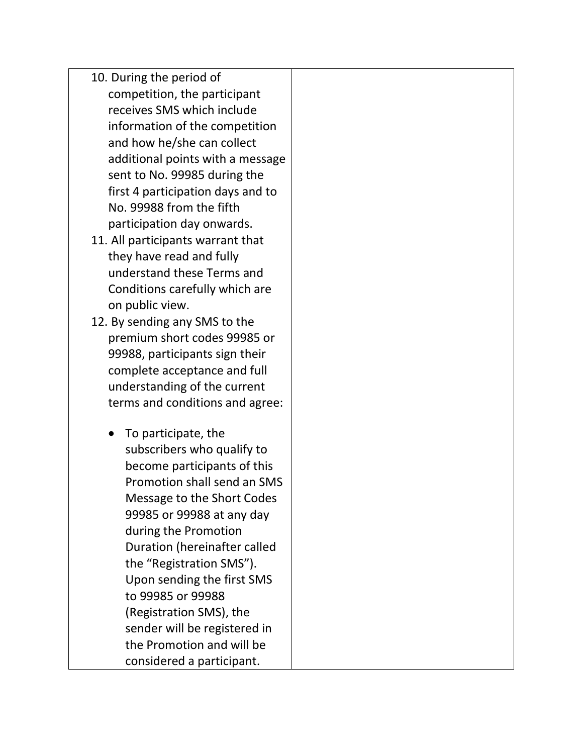| | |
|---|---|
| 10. During the period of competition, the participant receives SMS which include information of the competition and how he/she can collect additional points with a message sent to No. 99985 during the first 4 participation days and to No. 99988 from the fifth participation day onwards.<br>11. All participants warrant that they have read and fully understand these Terms and Conditions carefully which are on public view.<br>12. By sending any SMS to the premium short codes 99985 or 99988, participants sign their complete acceptance and full understanding of the current terms and conditions and agree:<br><br>• To participate, the subscribers who qualify to become participants of this Promotion shall send an SMS Message to the Short Codes 99985 or 99988 at any day during the Promotion Duration (hereinafter called the "Registration SMS"). Upon sending the first SMS to 99985 or 99988 (Registration SMS), the sender will be registered in the Promotion and will be considered a participant. | |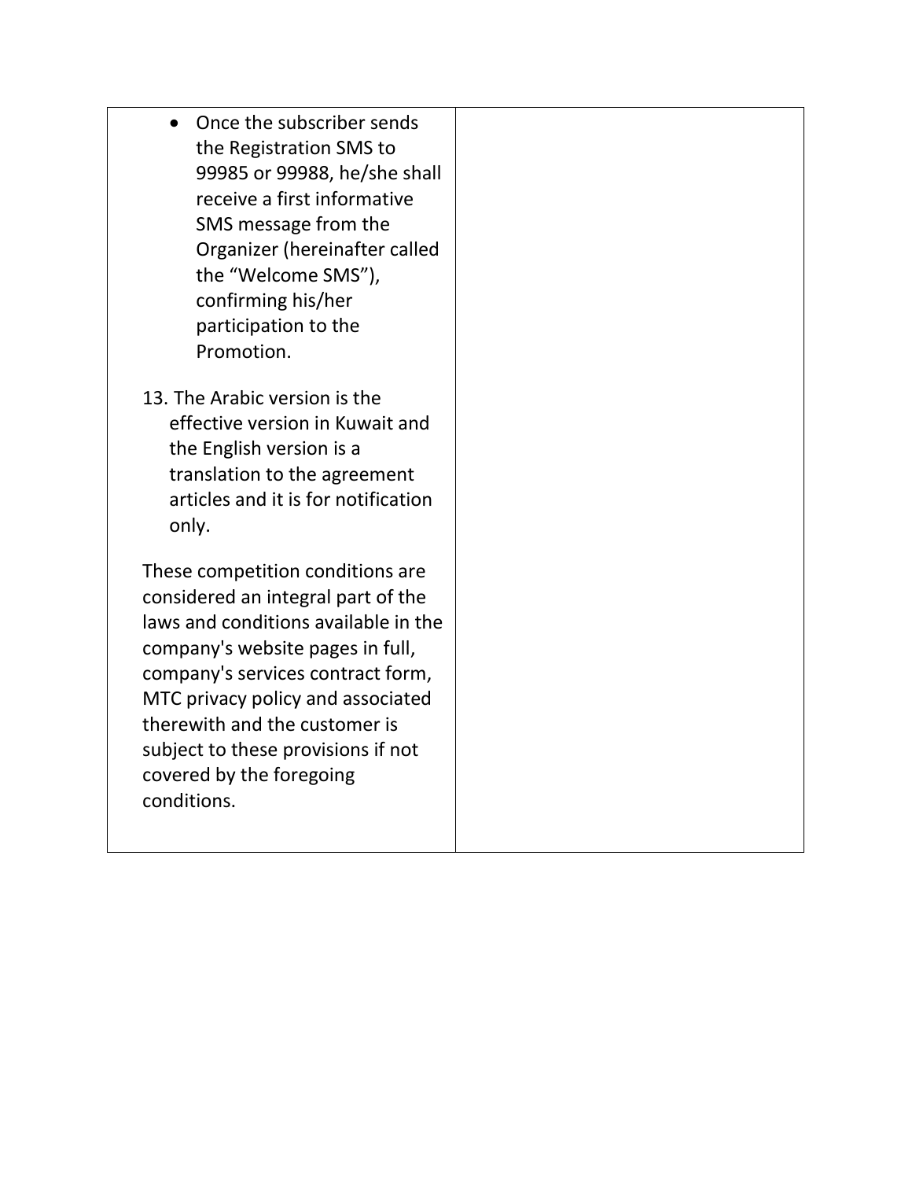| | |
|---|---|
| • Once the subscriber sends the Registration SMS to 99985 or 99988, he/she shall receive a first informative SMS message from the Organizer (hereinafter called the "Welcome SMS"), confirming his/her participation to the Promotion.<br><br>13. The Arabic version is the effective version in Kuwait and the English version is a translation to the agreement articles and it is for notification only.<br><br>These competition conditions are considered an integral part of the laws and conditions available in the company's website pages in full, company's services contract form, MTC privacy policy and associated therewith and the customer is subject to these provisions if not covered by the foregoing conditions. | |